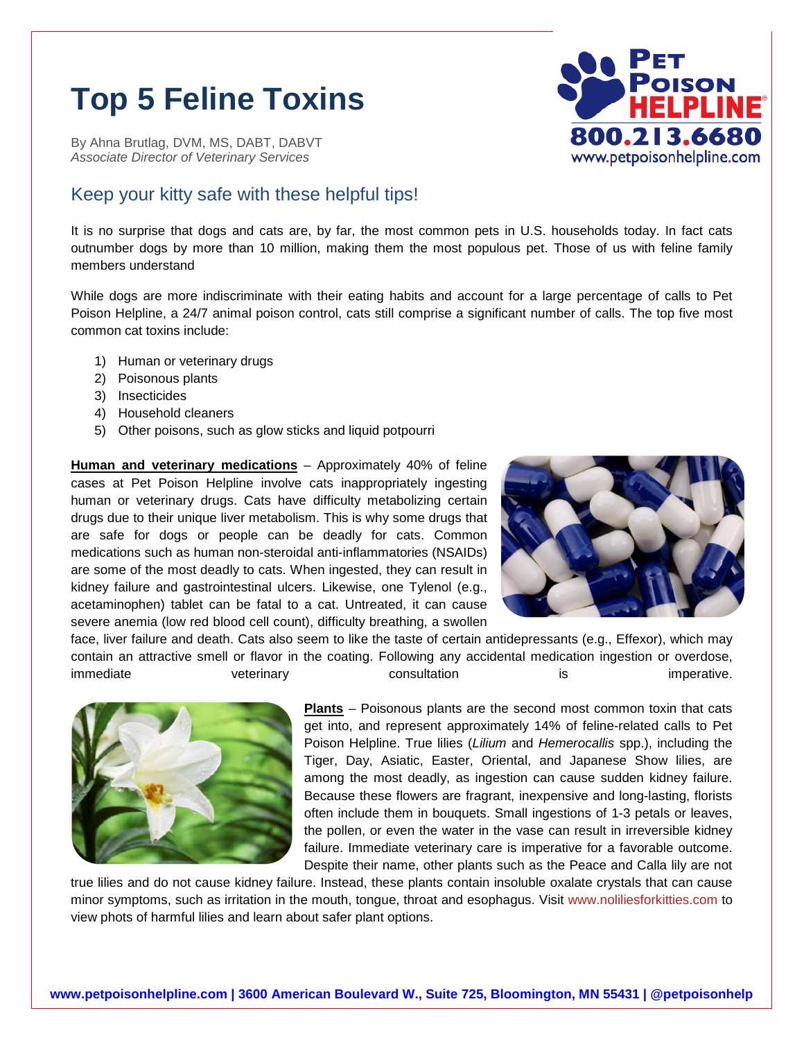# Top 5 Feline Toxins

By Ahna Brutlag, DVM, MS, DABT, DABVT
*Associate Director of Veterinary Services*

PET POISON HELPLINE® 800.213.6680 www.petpoisonhelpline.com

## Keep your kitty safe with these helpful tips!

It is no surprise that dogs and cats are, by far, the most common pets in U.S. households today. In fact cats outnumber dogs by more than 10 million, making them the most populous pet. Those of us with feline family members understand

While dogs are more indiscriminate with their eating habits and account for a large percentage of calls to Pet Poison Helpline, a 24/7 animal poison control, cats still comprise a significant number of calls. The top five most common cat toxins include:

1) Human or veterinary drugs
2) Poisonous plants
3) Insecticides
4) Household cleaners
5) Other poisons, such as glow sticks and liquid potpourri

**Human and veterinary medications** – Approximately 40% of feline cases at Pet Poison Helpline involve cats inappropriately ingesting human or veterinary drugs. Cats have difficulty metabolizing certain drugs due to their unique liver metabolism. This is why some drugs that are safe for dogs or people can be deadly for cats. Common medications such as human non-steroidal anti-inflammatories (NSAIDs) are some of the most deadly to cats. When ingested, they can result in kidney failure and gastrointestinal ulcers. Likewise, one Tylenol (e.g., acetaminophen) tablet can be fatal to a cat. Untreated, it can cause severe anemia (low red blood cell count), difficulty breathing, a swollen face, liver failure and death. Cats also seem to like the taste of certain antidepressants (e.g., Effexor), which may contain an attractive smell or flavor in the coating. Following any accidental medication ingestion or overdose, immediate veterinary consultation is imperative.

**Plants** – Poisonous plants are the second most common toxin that cats get into, and represent approximately 14% of feline-related calls to Pet Poison Helpline. True lilies (*Lilium* and *Hemerocallis* spp.), including the Tiger, Day, Asiatic, Easter, Oriental, and Japanese Show lilies, are among the most deadly, as ingestion can cause sudden kidney failure. Because these flowers are fragrant, inexpensive and long-lasting, florists often include them in bouquets. Small ingestions of 1-3 petals or leaves, the pollen, or even the water in the vase can result in irreversible kidney failure. Immediate veterinary care is imperative for a favorable outcome. Despite their name, other plants such as the Peace and Calla lily are not true lilies and do not cause kidney failure. Instead, these plants contain insoluble oxalate crystals that can cause minor symptoms, such as irritation in the mouth, tongue, throat and esophagus. Visit www.noliliesforkitties.com to view phots of harmful lilies and learn about safer plant options.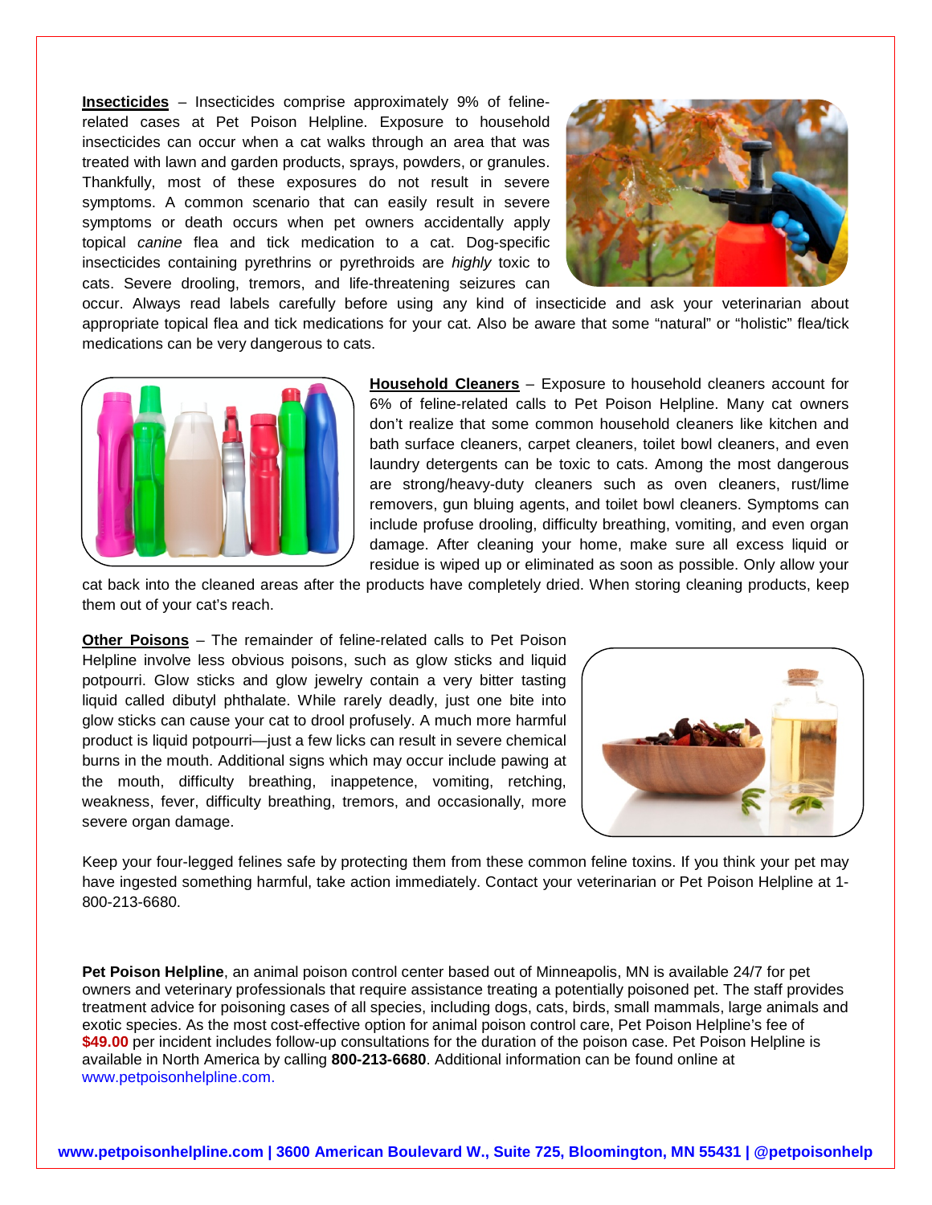**Insecticides** – Insecticides comprise approximately 9% of feline-related cases at Pet Poison Helpline. Exposure to household insecticides can occur when a cat walks through an area that was treated with lawn and garden products, sprays, powders, or granules. Thankfully, most of these exposures do not result in severe symptoms. A common scenario that can easily result in severe symptoms or death occurs when pet owners accidentally apply topical *canine* flea and tick medication to a cat. Dog-specific insecticides containing pyrethrins or pyrethroids are *highly* toxic to cats. Severe drooling, tremors, and life-threatening seizures can occur. Always read labels carefully before using any kind of insecticide and ask your veterinarian about appropriate topical flea and tick medications for your cat. Also be aware that some "natural" or "holistic" flea/tick medications can be very dangerous to cats.

**Household Cleaners** – Exposure to household cleaners account for 6% of feline-related calls to Pet Poison Helpline. Many cat owners don't realize that some common household cleaners like kitchen and bath surface cleaners, carpet cleaners, toilet bowl cleaners, and even laundry detergents can be toxic to cats. Among the most dangerous are strong/heavy-duty cleaners such as oven cleaners, rust/lime removers, gun bluing agents, and toilet bowl cleaners. Symptoms can include profuse drooling, difficulty breathing, vomiting, and even organ damage. After cleaning your home, make sure all excess liquid or residue is wiped up or eliminated as soon as possible. Only allow your cat back into the cleaned areas after the products have completely dried. When storing cleaning products, keep them out of your cat's reach.

**Other Poisons** – The remainder of feline-related calls to Pet Poison Helpline involve less obvious poisons, such as glow sticks and liquid potpourri. Glow sticks and glow jewelry contain a very bitter tasting liquid called dibutyl phthalate. While rarely deadly, just one bite into glow sticks can cause your cat to drool profusely. A much more harmful product is liquid potpourri—just a few licks can result in severe chemical burns in the mouth. Additional signs which may occur include pawing at the mouth, difficulty breathing, inappetence, vomiting, retching, weakness, fever, difficulty breathing, tremors, and occasionally, more severe organ damage.

Keep your four-legged felines safe by protecting them from these common feline toxins. If you think your pet may have ingested something harmful, take action immediately. Contact your veterinarian or Pet Poison Helpline at 1-800-213-6680.

**Pet Poison Helpline**, an animal poison control center based out of Minneapolis, MN is available 24/7 for pet owners and veterinary professionals that require assistance treating a potentially poisoned pet. The staff provides treatment advice for poisoning cases of all species, including dogs, cats, birds, small mammals, large animals and exotic species. As the most cost-effective option for animal poison control care, Pet Poison Helpline's fee of **$49.00** per incident includes follow-up consultations for the duration of the poison case. Pet Poison Helpline is available in North America by calling **800-213-6680**. Additional information can be found online at www.petpoisonhelpline.com.

**www.petpoisonhelpline.com | 3600 American Boulevard W., Suite 725, Bloomington, MN 55431 | @petpoisonhelp**